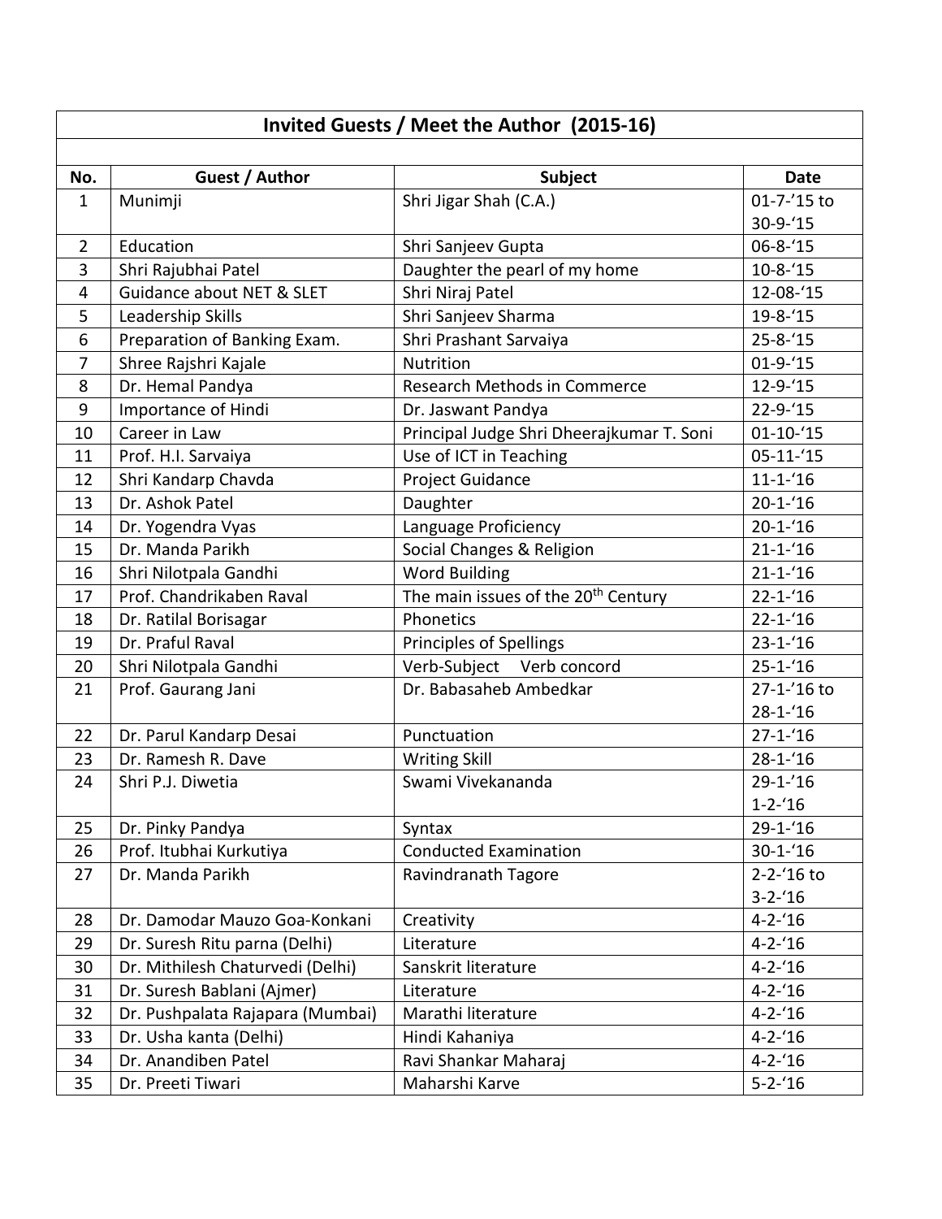| Invited Guests / Meet the Author (2015-16) | | | |
|---|---|---|---|
| | | | |
| **No.** | **Guest / Author** | **Subject** | **Date** |
| 1 | Munimji | Shri Jigar Shah (C.A.) | 01-7-'15 to 30-9-'15 |
| 2 | Education | Shri Sanjeev Gupta | 06-8-'15 |
| 3 | Shri Rajubhai Patel | Daughter the pearl of my home | 10-8-'15 |
| 4 | Guidance about NET & SLET | Shri Niraj Patel | 12-08-'15 |
| 5 | Leadership Skills | Shri Sanjeev Sharma | 19-8-'15 |
| 6 | Preparation of Banking Exam. | Shri Prashant Sarvaiya | 25-8-'15 |
| 7 | Shree Rajshri Kajale | Nutrition | 01-9-'15 |
| 8 | Dr. Hemal Pandya | Research Methods in Commerce | 12-9-'15 |
| 9 | Importance of Hindi | Dr. Jaswant Pandya | 22-9-'15 |
| 10 | Career in Law | Principal Judge Shri Dheerajkumar T. Soni | 01-10-'15 |
| 11 | Prof. H.I. Sarvaiya | Use of ICT in Teaching | 05-11-'15 |
| 12 | Shri Kandarp Chavda | Project Guidance | 11-1-'16 |
| 13 | Dr. Ashok Patel | Daughter | 20-1-'16 |
| 14 | Dr. Yogendra Vyas | Language Proficiency | 20-1-'16 |
| 15 | Dr. Manda Parikh | Social Changes & Religion | 21-1-'16 |
| 16 | Shri Nilotpala Gandhi | Word Building | 21-1-'16 |
| 17 | Prof. Chandrikaben Raval | The main issues of the 20th Century | 22-1-'16 |
| 18 | Dr. Ratilal Borisagar | Phonetics | 22-1-'16 |
| 19 | Dr. Praful Raval | Principles of Spellings | 23-1-'16 |
| 20 | Shri Nilotpala Gandhi | Verb-Subject Verb concord | 25-1-'16 |
| 21 | Prof. Gaurang Jani | Dr. Babasaheb Ambedkar | 27-1-'16 to 28-1-'16 |
| 22 | Dr. Parul Kandarp Desai | Punctuation | 27-1-'16 |
| 23 | Dr. Ramesh R. Dave | Writing Skill | 28-1-'16 |
| 24 | Shri P.J. Diwetia | Swami Vivekananda | 29-1-'16 1-2-'16 |
| 25 | Dr. Pinky Pandya | Syntax | 29-1-'16 |
| 26 | Prof. Itubhai Kurkutiya | Conducted Examination | 30-1-'16 |
| 27 | Dr. Manda Parikh | Ravindranath Tagore | 2-2-'16 to 3-2-'16 |
| 28 | Dr. Damodar Mauzo Goa-Konkani | Creativity | 4-2-'16 |
| 29 | Dr. Suresh Ritu parna (Delhi) | Literature | 4-2-'16 |
| 30 | Dr. Mithilesh Chaturvedi (Delhi) | Sanskrit literature | 4-2-'16 |
| 31 | Dr. Suresh Bablani (Ajmer) | Literature | 4-2-'16 |
| 32 | Dr. Pushpalata Rajapara (Mumbai) | Marathi literature | 4-2-'16 |
| 33 | Dr. Usha kanta (Delhi) | Hindi Kahaniya | 4-2-'16 |
| 34 | Dr. Anandiben Patel | Ravi Shankar Maharaj | 4-2-'16 |
| 35 | Dr. Preeti Tiwari | Maharshi Karve | 5-2-'16 |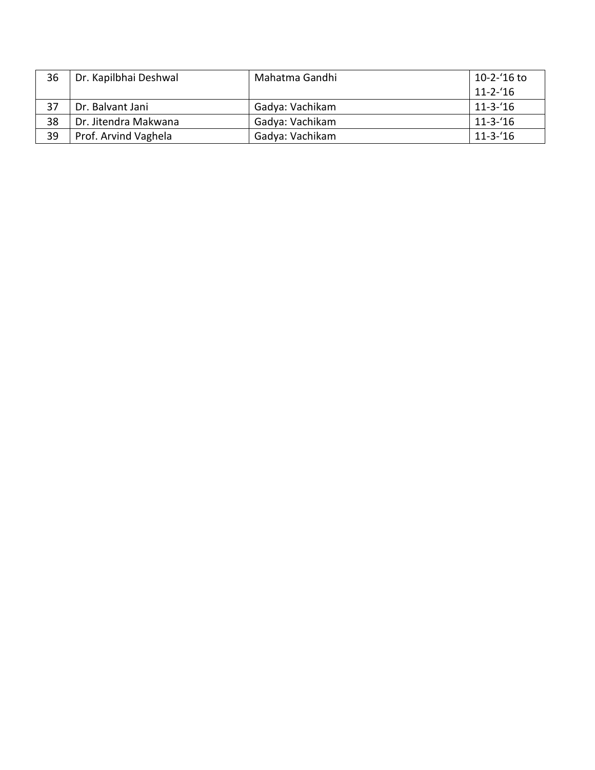| | | | |
|---|---|---|---|
| 36 | Dr. Kapilbhai Deshwal | Mahatma Gandhi | 10-2-‘16 to 11-2-‘16 |
| 37 | Dr. Balvant Jani | Gadya: Vachikam | 11-3-‘16 |
| 38 | Dr. Jitendra Makwana | Gadya: Vachikam | 11-3-‘16 |
| 39 | Prof. Arvind Vaghela | Gadya: Vachikam | 11-3-‘16 |